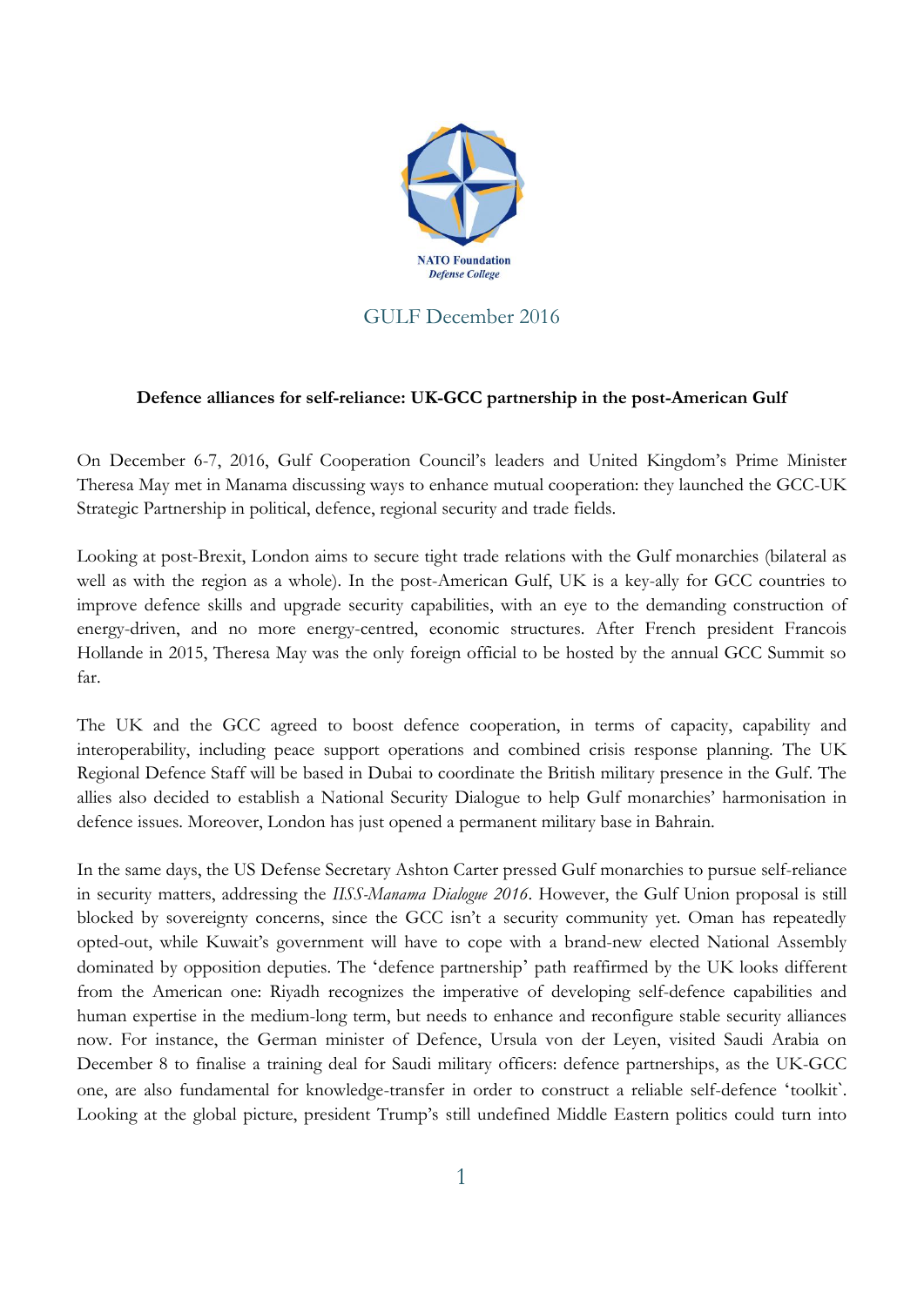NATO Foundation
*Defense College*

GULF December 2016

**Defence alliances for self-reliance: UK-GCC partnership in the post-American Gulf**

On December 6-7, 2016, Gulf Cooperation Council's leaders and United Kingdom's Prime Minister Theresa May met in Manama discussing ways to enhance mutual cooperation: they launched the GCC-UK Strategic Partnership in political, defence, regional security and trade fields.

Looking at post-Brexit, London aims to secure tight trade relations with the Gulf monarchies (bilateral as well as with the region as a whole). In the post-American Gulf, UK is a key-ally for GCC countries to improve defence skills and upgrade security capabilities, with an eye to the demanding construction of energy-driven, and no more energy-centred, economic structures. After French president Francois Hollande in 2015, Theresa May was the only foreign official to be hosted by the annual GCC Summit so far.

The UK and the GCC agreed to boost defence cooperation, in terms of capacity, capability and interoperability, including peace support operations and combined crisis response planning. The UK Regional Defence Staff will be based in Dubai to coordinate the British military presence in the Gulf. The allies also decided to establish a National Security Dialogue to help Gulf monarchies' harmonisation in defence issues. Moreover, London has just opened a permanent military base in Bahrain.

In the same days, the US Defense Secretary Ashton Carter pressed Gulf monarchies to pursue self-reliance in security matters, addressing the *IISS-Manama Dialogue 2016*. However, the Gulf Union proposal is still blocked by sovereignty concerns, since the GCC isn't a security community yet. Oman has repeatedly opted-out, while Kuwait's government will have to cope with a brand-new elected National Assembly dominated by opposition deputies. The 'defence partnership' path reaffirmed by the UK looks different from the American one: Riyadh recognizes the imperative of developing self-defence capabilities and human expertise in the medium-long term, but needs to enhance and reconfigure stable security alliances now. For instance, the German minister of Defence, Ursula von der Leyen, visited Saudi Arabia on December 8 to finalise a training deal for Saudi military officers: defence partnerships, as the UK-GCC one, are also fundamental for knowledge-transfer in order to construct a reliable self-defence 'toolkit`. Looking at the global picture, president Trump's still undefined Middle Eastern politics could turn into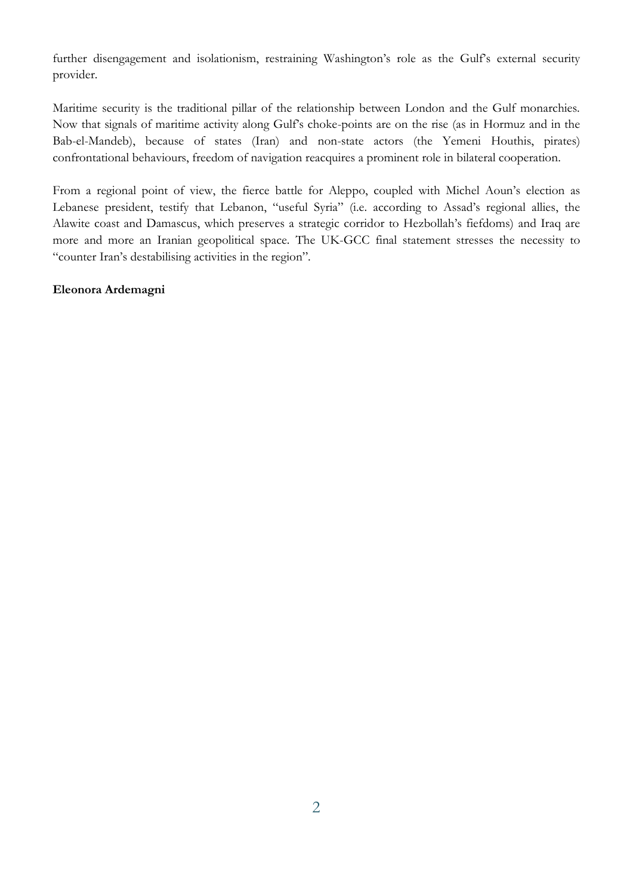further disengagement and isolationism, restraining Washington's role as the Gulf's external security provider.

Maritime security is the traditional pillar of the relationship between London and the Gulf monarchies. Now that signals of maritime activity along Gulf's choke-points are on the rise (as in Hormuz and in the Bab-el-Mandeb), because of states (Iran) and non-state actors (the Yemeni Houthis, pirates) confrontational behaviours, freedom of navigation reacquires a prominent role in bilateral cooperation.

From a regional point of view, the fierce battle for Aleppo, coupled with Michel Aoun's election as Lebanese president, testify that Lebanon, "useful Syria" (i.e. according to Assad's regional allies, the Alawite coast and Damascus, which preserves a strategic corridor to Hezbollah's fiefdoms) and Iraq are more and more an Iranian geopolitical space. The UK-GCC final statement stresses the necessity to "counter Iran's destabilising activities in the region".

**Eleonora Ardemagni**